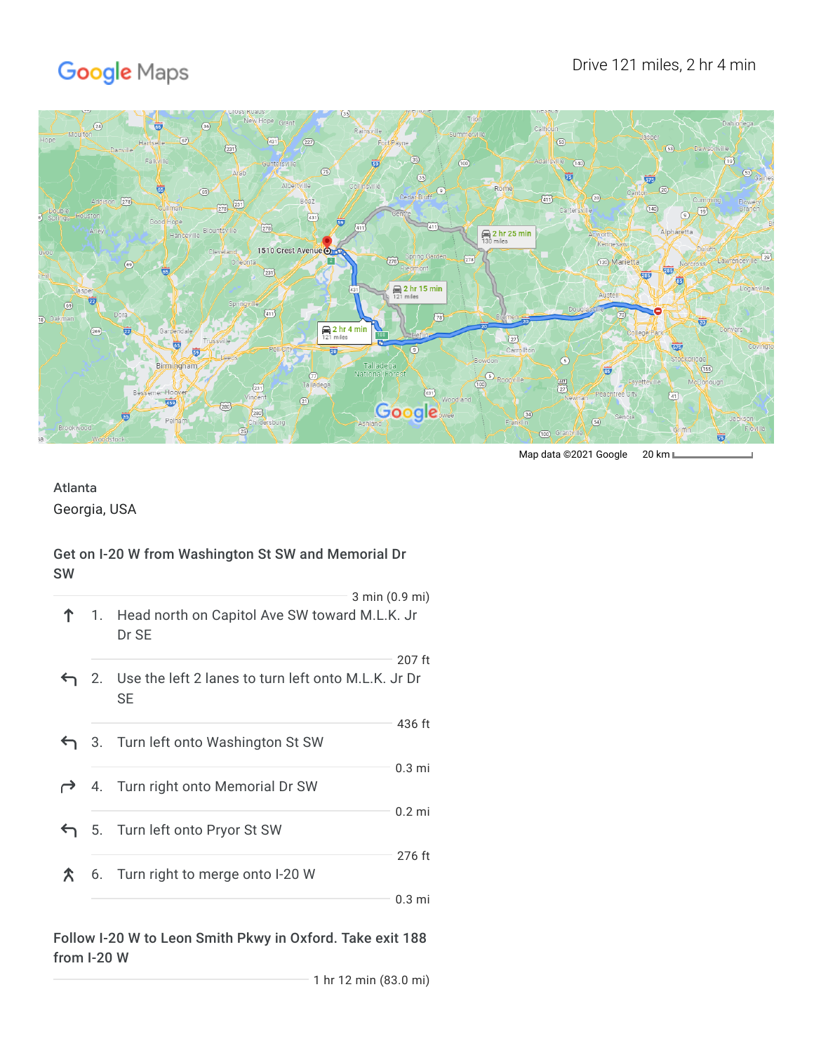Google Maps

Drive 121 miles, 2 hr 4 min

Map data ©2021 Google  20 km

Atlanta
Georgia, USA

### Get on I-20 W from Washington St SW and Memorial Dr SW

3 min (0.9 mi)

1. Head north on Capitol Ave SW toward M.L.K. Jr Dr SE

   207 ft

2. Use the left 2 lanes to turn left onto M.L.K. Jr Dr SE

   436 ft

3. Turn left onto Washington St SW

   0.3 mi

4. Turn right onto Memorial Dr SW

   0.2 mi

5. Turn left onto Pryor St SW

   276 ft

6. Turn right to merge onto I-20 W

   0.3 mi

### Follow I-20 W to Leon Smith Pkwy in Oxford. Take exit 188 from I-20 W

1 hr 12 min (83.0 mi)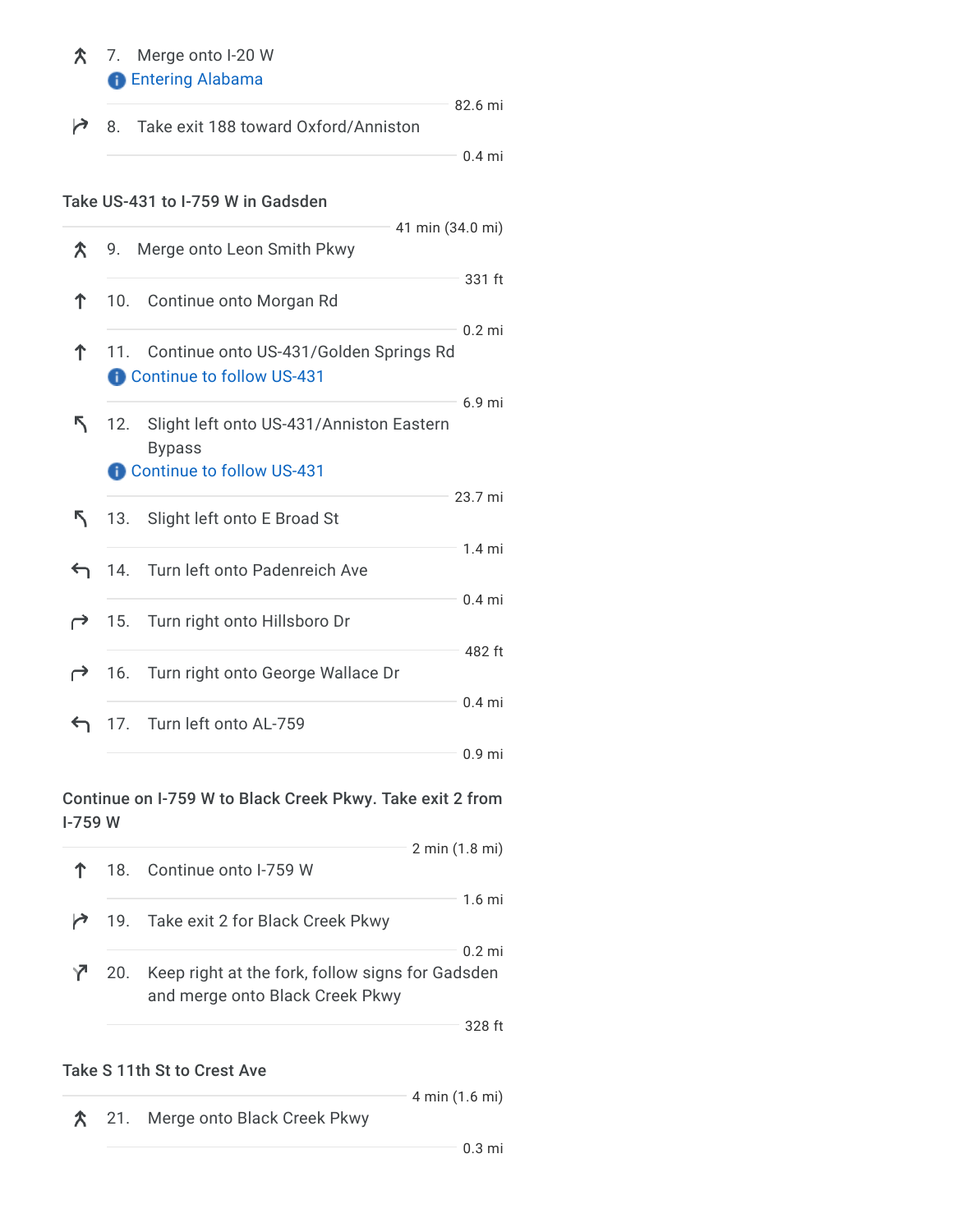7. Merge onto I-20 W
   Entering Alabama

   82.6 mi

8. Take exit 188 toward Oxford/Anniston

   0.4 mi

**Take US-431 to I-759 W in Gadsden**

41 min (34.0 mi)

9. Merge onto Leon Smith Pkwy

   331 ft

10. Continue onto Morgan Rd

    0.2 mi

11. Continue onto US-431/Golden Springs Rd
    Continue to follow US-431

    6.9 mi

12. Slight left onto US-431/Anniston Eastern Bypass
    Continue to follow US-431

    23.7 mi

13. Slight left onto E Broad St

    1.4 mi

14. Turn left onto Padenreich Ave

    0.4 mi

15. Turn right onto Hillsboro Dr

    482 ft

16. Turn right onto George Wallace Dr

    0.4 mi

17. Turn left onto AL-759

    0.9 mi

**Continue on I-759 W to Black Creek Pkwy. Take exit 2 from I-759 W**

2 min (1.8 mi)

18. Continue onto I-759 W

    1.6 mi

19. Take exit 2 for Black Creek Pkwy

    0.2 mi

20. Keep right at the fork, follow signs for Gadsden and merge onto Black Creek Pkwy

    328 ft

**Take S 11th St to Crest Ave**

4 min (1.6 mi)

21. Merge onto Black Creek Pkwy

    0.3 mi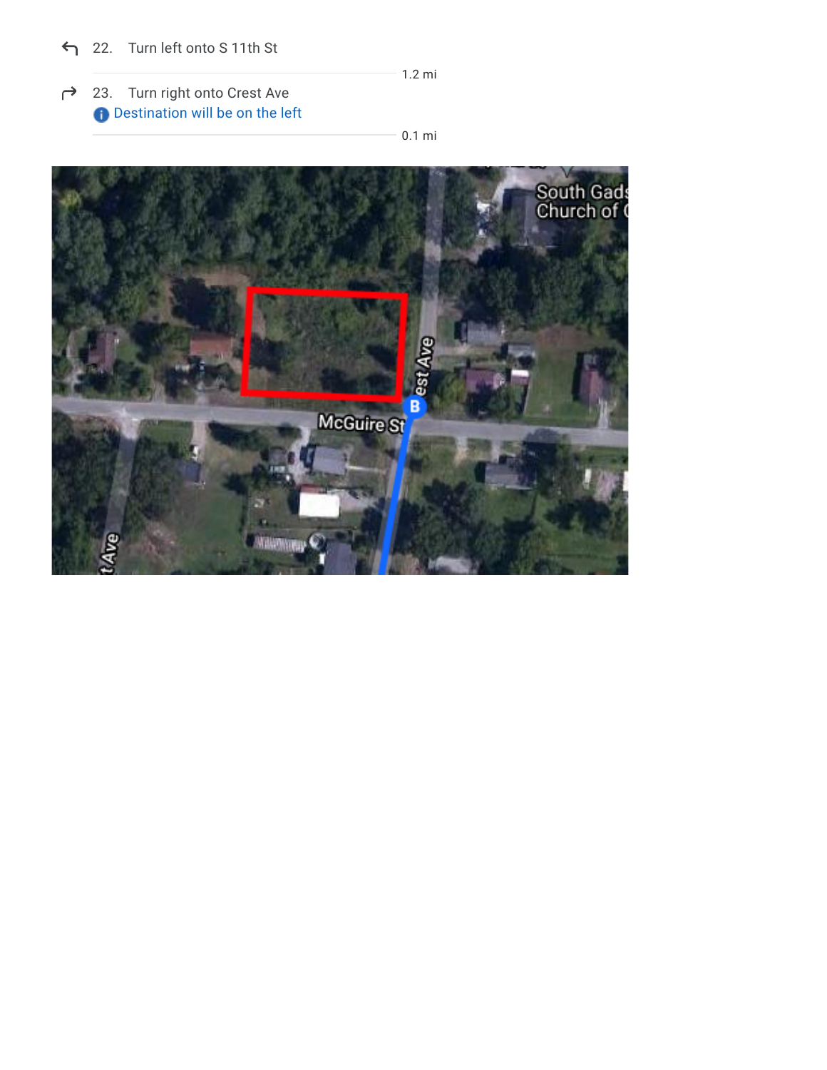22. Turn left onto S 11th St

1.2 mi

23. Turn right onto Crest Ave

Destination will be on the left

0.1 mi